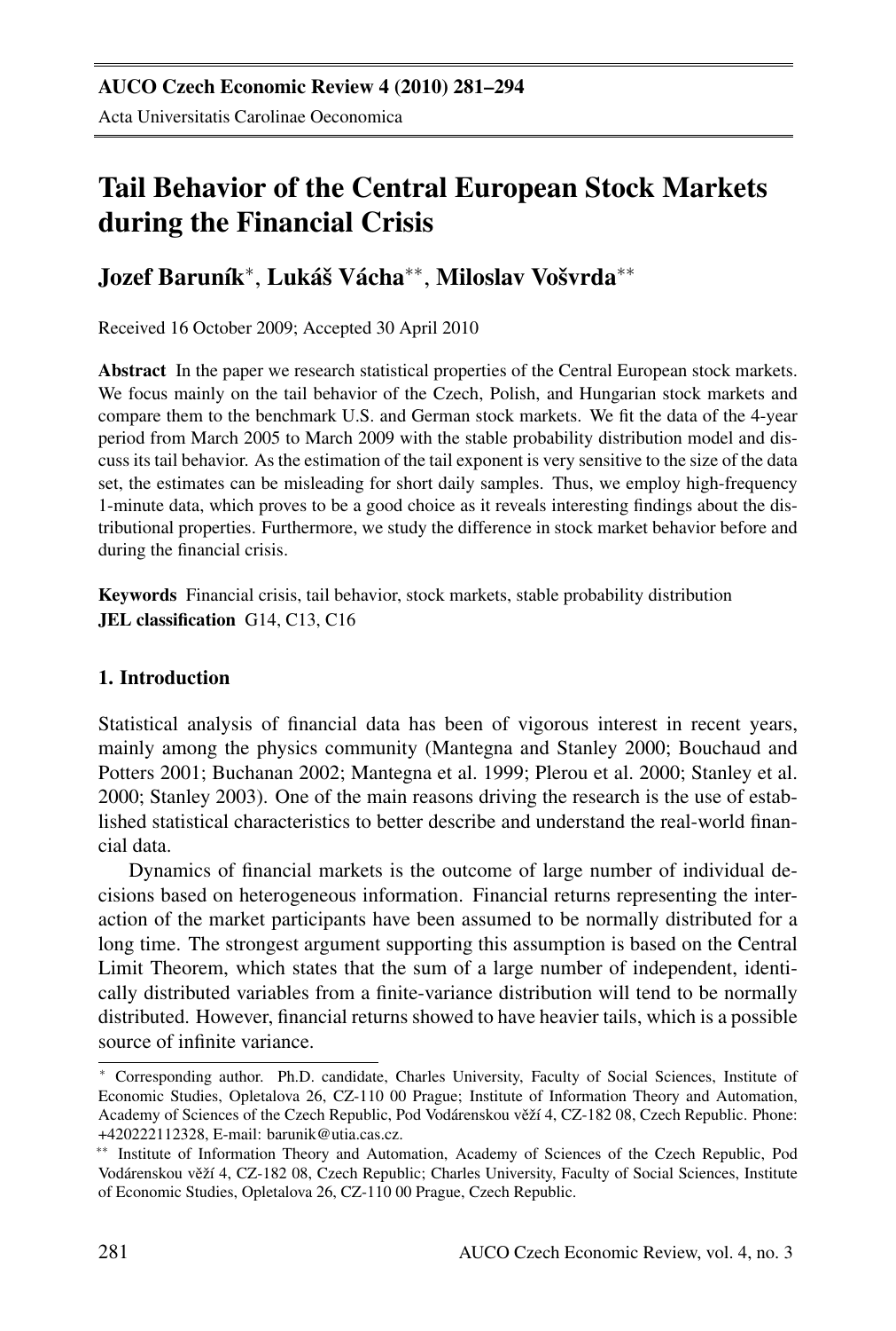# Tail Behavior of the Central European Stock Markets during the Financial Crisis

**Jozef Baruník***, **Lukáš Vácha****, **Miloslav Vošvrda****

Received 16 October 2009; Accepted 30 April 2010

**Abstract** In the paper we research statistical properties of the Central European stock markets. We focus mainly on the tail behavior of the Czech, Polish, and Hungarian stock markets and compare them to the benchmark U.S. and German stock markets. We fit the data of the 4-year period from March 2005 to March 2009 with the stable probability distribution model and discuss its tail behavior. As the estimation of the tail exponent is very sensitive to the size of the data set, the estimates can be misleading for short daily samples. Thus, we employ high-frequency 1-minute data, which proves to be a good choice as it reveals interesting findings about the distributional properties. Furthermore, we study the difference in stock market behavior before and during the financial crisis.

**Keywords** Financial crisis, tail behavior, stock markets, stable probability distribution
**JEL classification** G14, C13, C16

## 1. Introduction

Statistical analysis of financial data has been of vigorous interest in recent years, mainly among the physics community (Mantegna and Stanley 2000; Bouchaud and Potters 2001; Buchanan 2002; Mantegna et al. 1999; Plerou et al. 2000; Stanley et al. 2000; Stanley 2003). One of the main reasons driving the research is the use of established statistical characteristics to better describe and understand the real-world financial data.

Dynamics of financial markets is the outcome of large number of individual decisions based on heterogeneous information. Financial returns representing the interaction of the market participants have been assumed to be normally distributed for a long time. The strongest argument supporting this assumption is based on the Central Limit Theorem, which states that the sum of a large number of independent, identically distributed variables from a finite-variance distribution will tend to be normally distributed. However, financial returns showed to have heavier tails, which is a possible source of infinite variance.

---

* Corresponding author. Ph.D. candidate, Charles University, Faculty of Social Sciences, Institute of Economic Studies, Opletalova 26, CZ-110 00 Prague; Institute of Information Theory and Automation, Academy of Sciences of the Czech Republic, Pod Vodárenskou věží 4, CZ-182 08, Czech Republic. Phone: +420222112328, E-mail: barunik@utia.cas.cz.

** Institute of Information Theory and Automation, Academy of Sciences of the Czech Republic, Pod Vodárenskou věží 4, CZ-182 08, Czech Republic; Charles University, Faculty of Social Sciences, Institute of Economic Studies, Opletalova 26, CZ-110 00 Prague, Czech Republic.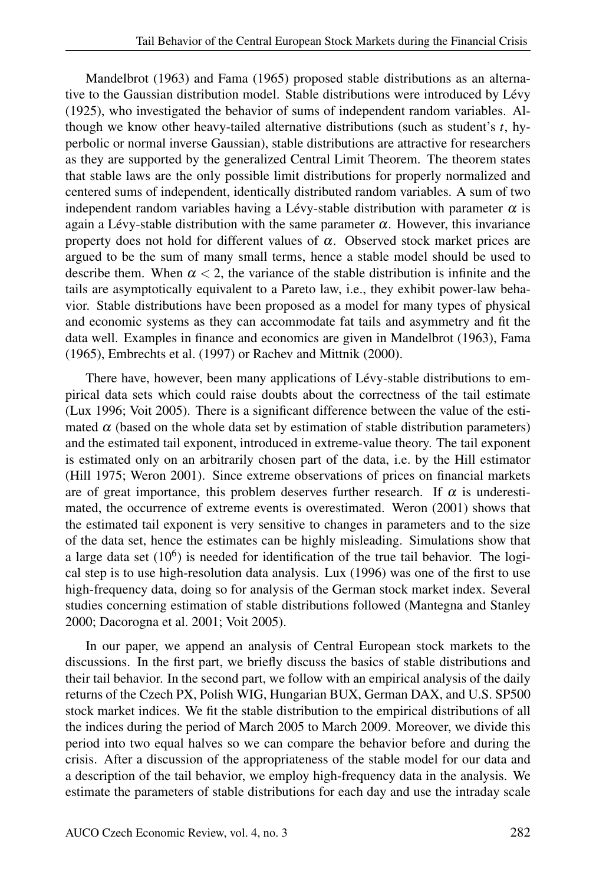Mandelbrot (1963) and Fama (1965) proposed stable distributions as an alternative to the Gaussian distribution model. Stable distributions were introduced by Lévy (1925), who investigated the behavior of sums of independent random variables. Although we know other heavy-tailed alternative distributions (such as student's $t$, hyperbolic or normal inverse Gaussian), stable distributions are attractive for researchers as they are supported by the generalized Central Limit Theorem. The theorem states that stable laws are the only possible limit distributions for properly normalized and centered sums of independent, identically distributed random variables. A sum of two independent random variables having a Lévy-stable distribution with parameter $\alpha$ is again a Lévy-stable distribution with the same parameter $\alpha$. However, this invariance property does not hold for different values of $\alpha$. Observed stock market prices are argued to be the sum of many small terms, hence a stable model should be used to describe them. When $\alpha < 2$, the variance of the stable distribution is infinite and the tails are asymptotically equivalent to a Pareto law, i.e., they exhibit power-law behavior. Stable distributions have been proposed as a model for many types of physical and economic systems as they can accommodate fat tails and asymmetry and fit the data well. Examples in finance and economics are given in Mandelbrot (1963), Fama (1965), Embrechts et al. (1997) or Rachev and Mittnik (2000).

There have, however, been many applications of Lévy-stable distributions to empirical data sets which could raise doubts about the correctness of the tail estimate (Lux 1996; Voit 2005). There is a significant difference between the value of the estimated $\alpha$ (based on the whole data set by estimation of stable distribution parameters) and the estimated tail exponent, introduced in extreme-value theory. The tail exponent is estimated only on an arbitrarily chosen part of the data, i.e. by the Hill estimator (Hill 1975; Weron 2001). Since extreme observations of prices on financial markets are of great importance, this problem deserves further research. If $\alpha$ is underestimated, the occurrence of extreme events is overestimated. Weron (2001) shows that the estimated tail exponent is very sensitive to changes in parameters and to the size of the data set, hence the estimates can be highly misleading. Simulations show that a large data set ($10^6$) is needed for identification of the true tail behavior. The logical step is to use high-resolution data analysis. Lux (1996) was one of the first to use high-frequency data, doing so for analysis of the German stock market index. Several studies concerning estimation of stable distributions followed (Mantegna and Stanley 2000; Dacorogna et al. 2001; Voit 2005).

In our paper, we append an analysis of Central European stock markets to the discussions. In the first part, we briefly discuss the basics of stable distributions and their tail behavior. In the second part, we follow with an empirical analysis of the daily returns of the Czech PX, Polish WIG, Hungarian BUX, German DAX, and U.S. SP500 stock market indices. We fit the stable distribution to the empirical distributions of all the indices during the period of March 2005 to March 2009. Moreover, we divide this period into two equal halves so we can compare the behavior before and during the crisis. After a discussion of the appropriateness of the stable model for our data and a description of the tail behavior, we employ high-frequency data in the analysis. We estimate the parameters of stable distributions for each day and use the intraday scale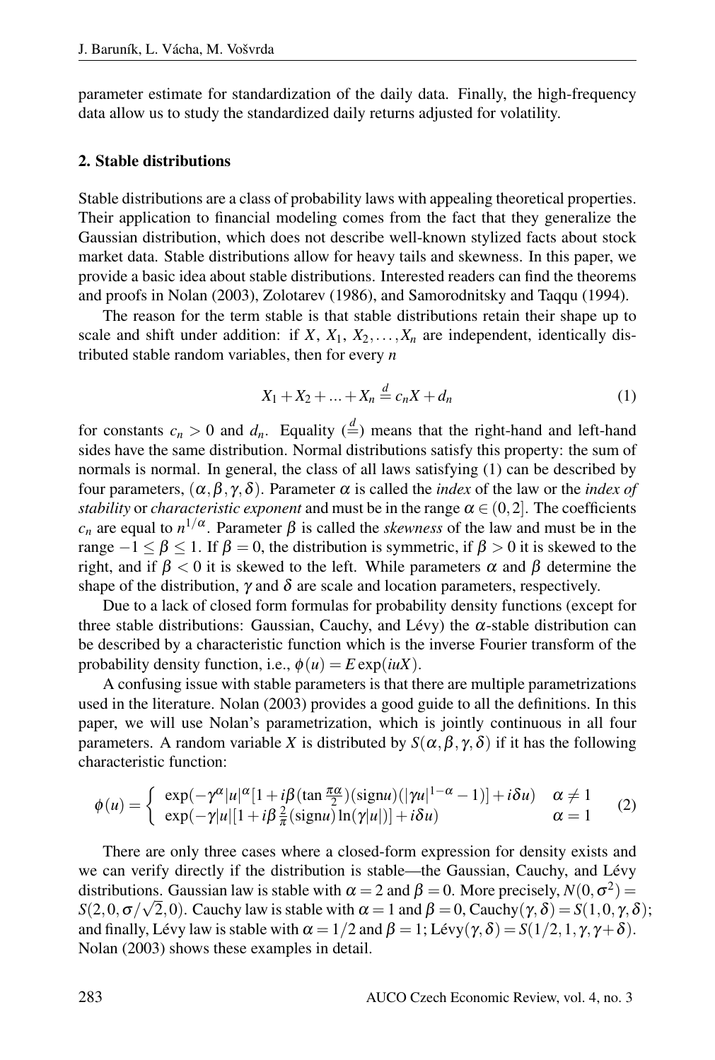parameter estimate for standardization of the daily data. Finally, the high-frequency data allow us to study the standardized daily returns adjusted for volatility.

## 2. Stable distributions

Stable distributions are a class of probability laws with appealing theoretical properties. Their application to financial modeling comes from the fact that they generalize the Gaussian distribution, which does not describe well-known stylized facts about stock market data. Stable distributions allow for heavy tails and skewness. In this paper, we provide a basic idea about stable distributions. Interested readers can find the theorems and proofs in Nolan (2003), Zolotarev (1986), and Samorodnitsky and Taqqu (1994).

The reason for the term stable is that stable distributions retain their shape up to scale and shift under addition: if $X$, $X_1, X_2, \ldots, X_n$ are independent, identically distributed stable random variables, then for every $n$

$$X_1 + X_2 + \ldots + X_n \stackrel{d}{=} c_n X + d_n \tag{1}$$

for constants $c_n > 0$ and $d_n$. Equality ($\stackrel{d}{=}$) means that the right-hand and left-hand sides have the same distribution. Normal distributions satisfy this property: the sum of normals is normal. In general, the class of all laws satisfying (1) can be described by four parameters, $(\alpha, \beta, \gamma, \delta)$. Parameter $\alpha$ is called the *index* of the law or the *index of stability* or *characteristic exponent* and must be in the range $\alpha \in (0, 2]$. The coefficients $c_n$ are equal to $n^{1/\alpha}$. Parameter $\beta$ is called the *skewness* of the law and must be in the range $-1 \leq \beta \leq 1$. If $\beta = 0$, the distribution is symmetric, if $\beta > 0$ it is skewed to the right, and if $\beta < 0$ it is skewed to the left. While parameters $\alpha$ and $\beta$ determine the shape of the distribution, $\gamma$ and $\delta$ are scale and location parameters, respectively.

Due to a lack of closed form formulas for probability density functions (except for three stable distributions: Gaussian, Cauchy, and Lévy) the $\alpha$-stable distribution can be described by a characteristic function which is the inverse Fourier transform of the probability density function, i.e., $\phi(u) = E \exp(iuX)$.

A confusing issue with stable parameters is that there are multiple parametrizations used in the literature. Nolan (2003) provides a good guide to all the definitions. In this paper, we will use Nolan's parametrization, which is jointly continuous in all four parameters. A random variable $X$ is distributed by $S(\alpha, \beta, \gamma, \delta)$ if it has the following characteristic function:

$$\phi(u) = \begin{cases} \exp(-\gamma^\alpha |u|^\alpha [1 + i\beta (\tan \frac{\pi\alpha}{2})(\text{sign} u)(|\gamma u|^{1-\alpha} - 1)] + i\delta u) & \alpha \neq 1 \\ \exp(-\gamma |u| [1 + i\beta \frac{2}{\pi} (\text{sign} u) \ln(\gamma |u|)] + i\delta u) & \alpha = 1 \end{cases} \tag{2}$$

There are only three cases where a closed-form expression for density exists and we can verify directly if the distribution is stable—the Gaussian, Cauchy, and Lévy distributions. Gaussian law is stable with $\alpha = 2$ and $\beta = 0$. More precisely, $N(0, \sigma^2) = S(2, 0, \sigma/\sqrt{2}, 0)$. Cauchy law is stable with $\alpha = 1$ and $\beta = 0$, $\text{Cauchy}(\gamma, \delta) = S(1, 0, \gamma, \delta)$; and finally, Lévy law is stable with $\alpha = 1/2$ and $\beta = 1$; $\text{Lévy}(\gamma, \delta) = S(1/2, 1, \gamma, \gamma + \delta)$. Nolan (2003) shows these examples in detail.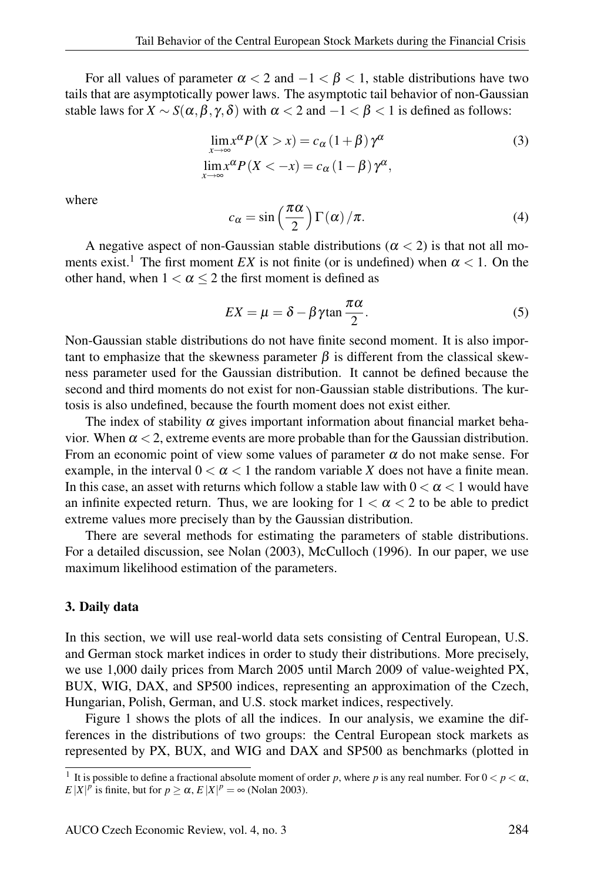For all values of parameter $\alpha < 2$ and $-1 < \beta < 1$, stable distributions have two tails that are asymptotically power laws. The asymptotic tail behavior of non-Gaussian stable laws for $X \sim S(\alpha, \beta, \gamma, \delta)$ with $\alpha < 2$ and $-1 < \beta < 1$ is defined as follows:

$$
\begin{aligned}
\lim_{x \to \infty} x^{\alpha} P(X > x) &= c_{\alpha} (1 + \beta) \gamma^{\alpha} \\
\lim_{x \to \infty} x^{\alpha} P(X < -x) &= c_{\alpha} (1 - \beta) \gamma^{\alpha},
\end{aligned}
\tag{3}
$$

where

$$
c_{\alpha} = \sin\left(\frac{\pi\alpha}{2}\right) \Gamma(\alpha) / \pi. \tag{4}
$$

A negative aspect of non-Gaussian stable distributions ($\alpha < 2$) is that not all moments exist.[1] The first moment $EX$ is not finite (or is undefined) when $\alpha < 1$. On the other hand, when $1 < \alpha \leq 2$ the first moment is defined as

$$
EX = \mu = \delta - \beta\gamma \tan\frac{\pi\alpha}{2}. \tag{5}
$$

Non-Gaussian stable distributions do not have finite second moment. It is also important to emphasize that the skewness parameter $\beta$ is different from the classical skewness parameter used for the Gaussian distribution. It cannot be defined because the second and third moments do not exist for non-Gaussian stable distributions. The kurtosis is also undefined, because the fourth moment does not exist either.

The index of stability $\alpha$ gives important information about financial market behavior. When $\alpha < 2$, extreme events are more probable than for the Gaussian distribution. From an economic point of view some values of parameter $\alpha$ do not make sense. For example, in the interval $0 < \alpha < 1$ the random variable $X$ does not have a finite mean. In this case, an asset with returns which follow a stable law with $0 < \alpha < 1$ would have an infinite expected return. Thus, we are looking for $1 < \alpha < 2$ to be able to predict extreme values more precisely than by the Gaussian distribution.

There are several methods for estimating the parameters of stable distributions. For a detailed discussion, see Nolan (2003), McCulloch (1996). In our paper, we use maximum likelihood estimation of the parameters.

### 3. Daily data

In this section, we will use real-world data sets consisting of Central European, U.S. and German stock market indices in order to study their distributions. More precisely, we use 1,000 daily prices from March 2005 until March 2009 of value-weighted PX, BUX, WIG, DAX, and SP500 indices, representing an approximation of the Czech, Hungarian, Polish, German, and U.S. stock market indices, respectively.

Figure 1 shows the plots of all the indices. In our analysis, we examine the differences in the distributions of two groups: the Central European stock markets as represented by PX, BUX, and WIG and DAX and SP500 as benchmarks (plotted in

[1] It is possible to define a fractional absolute moment of order $p$, where $p$ is any real number. For $0 < p < \alpha$, $E|X|^p$ is finite, but for $p \geq \alpha$, $E|X|^p = \infty$ (Nolan 2003).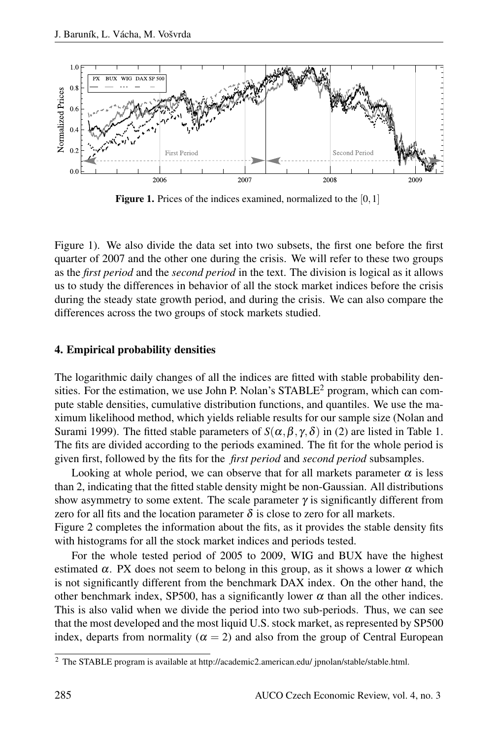**Figure 1.** Prices of the indices examined, normalized to the $[0,1]$

Figure 1). We also divide the data set into two subsets, the first one before the first quarter of 2007 and the other one during the crisis. We will refer to these two groups as the *first period* and the *second period* in the text. The division is logical as it allows us to study the differences in behavior of all the stock market indices before the crisis during the steady state growth period, and during the crisis. We can also compare the differences across the two groups of stock markets studied.

### 4. Empirical probability densities

The logarithmic daily changes of all the indices are fitted with stable probability densities. For the estimation, we use John P. Nolan's STABLE[2] program, which can compute stable densities, cumulative distribution functions, and quantiles. We use the maximum likelihood method, which yields reliable results for our sample size (Nolan and Surami 1999). The fitted stable parameters of $S(\alpha, \beta, \gamma, \delta)$ in (2) are listed in Table 1. The fits are divided according to the periods examined. The fit for the whole period is given first, followed by the fits for the *first period* and *second period* subsamples.

Looking at whole period, we can observe that for all markets parameter $\alpha$ is less than 2, indicating that the fitted stable density might be non-Gaussian. All distributions show asymmetry to some extent. The scale parameter $\gamma$ is significantly different from zero for all fits and the location parameter $\delta$ is close to zero for all markets. Figure 2 completes the information about the fits, as it provides the stable density fits with histograms for all the stock market indices and periods tested.

For the whole tested period of 2005 to 2009, WIG and BUX have the highest estimated $\alpha$. PX does not seem to belong in this group, as it shows a lower $\alpha$ which is not significantly different from the benchmark DAX index. On the other hand, the other benchmark index, SP500, has a significantly lower $\alpha$ than all the other indices. This is also valid when we divide the period into two sub-periods. Thus, we can see that the most developed and the most liquid U.S. stock market, as represented by SP500 index, departs from normality ($\alpha = 2$) and also from the group of Central European

[2] The STABLE program is available at http://academic2.american.edu/ jpnolan/stable/stable.html.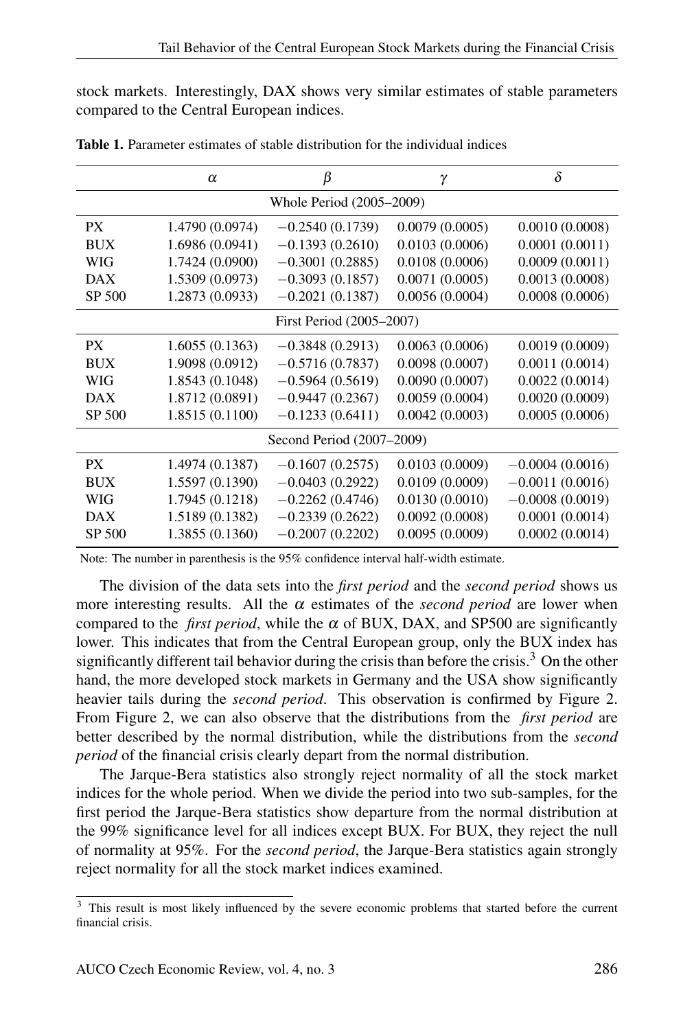stock markets. Interestingly, DAX shows very similar estimates of stable parameters compared to the Central European indices.

**Table 1.** Parameter estimates of stable distribution for the individual indices

| | $\alpha$ | $\beta$ | $\gamma$ | $\delta$ |
|---|---|---|---|---|
| Whole Period (2005–2009) | | | | |
| PX | 1.4790 (0.0974) | −0.2540 (0.1739) | 0.0079 (0.0005) | 0.0010 (0.0008) |
| BUX | 1.6986 (0.0941) | −0.1393 (0.2610) | 0.0103 (0.0006) | 0.0001 (0.0011) |
| WIG | 1.7424 (0.0900) | −0.3001 (0.2885) | 0.0108 (0.0006) | 0.0009 (0.0011) |
| DAX | 1.5309 (0.0973) | −0.3093 (0.1857) | 0.0071 (0.0005) | 0.0013 (0.0008) |
| SP 500 | 1.2873 (0.0933) | −0.2021 (0.1387) | 0.0056 (0.0004) | 0.0008 (0.0006) |
| First Period (2005–2007) | | | | |
| PX | 1.6055 (0.1363) | −0.3848 (0.2913) | 0.0063 (0.0006) | 0.0019 (0.0009) |
| BUX | 1.9098 (0.0912) | −0.5716 (0.7837) | 0.0098 (0.0007) | 0.0011 (0.0014) |
| WIG | 1.8543 (0.1048) | −0.5964 (0.5619) | 0.0090 (0.0007) | 0.0022 (0.0014) |
| DAX | 1.8712 (0.0891) | −0.9447 (0.2367) | 0.0059 (0.0004) | 0.0020 (0.0009) |
| SP 500 | 1.8515 (0.1100) | −0.1233 (0.6411) | 0.0042 (0.0003) | 0.0005 (0.0006) |
| Second Period (2007–2009) | | | | |
| PX | 1.4974 (0.1387) | −0.1607 (0.2575) | 0.0103 (0.0009) | −0.0004 (0.0016) |
| BUX | 1.5597 (0.1390) | −0.0403 (0.2922) | 0.0109 (0.0009) | −0.0011 (0.0016) |
| WIG | 1.7945 (0.1218) | −0.2262 (0.4746) | 0.0130 (0.0010) | −0.0008 (0.0019) |
| DAX | 1.5189 (0.1382) | −0.2339 (0.2622) | 0.0092 (0.0008) | 0.0001 (0.0014) |
| SP 500 | 1.3855 (0.1360) | −0.2007 (0.2202) | 0.0095 (0.0009) | 0.0002 (0.0014) |

Note: The number in parenthesis is the 95% confidence interval half-width estimate.

The division of the data sets into the *first period* and the *second period* shows us more interesting results. All the $\alpha$ estimates of the *second period* are lower when compared to the *first period*, while the $\alpha$ of BUX, DAX, and SP500 are significantly lower. This indicates that from the Central European group, only the BUX index has significantly different tail behavior during the crisis than before the crisis.[3] On the other hand, the more developed stock markets in Germany and the USA show significantly heavier tails during the *second period*. This observation is confirmed by Figure 2. From Figure 2, we can also observe that the distributions from the *first period* are better described by the normal distribution, while the distributions from the *second period* of the financial crisis clearly depart from the normal distribution.

The Jarque-Bera statistics also strongly reject normality of all the stock market indices for the whole period. When we divide the period into two sub-samples, for the first period the Jarque-Bera statistics show departure from the normal distribution at the 99% significance level for all indices except BUX. For BUX, they reject the null of normality at 95%. For the *second period*, the Jarque-Bera statistics again strongly reject normality for all the stock market indices examined.

[3] This result is most likely influenced by the severe economic problems that started before the current financial crisis.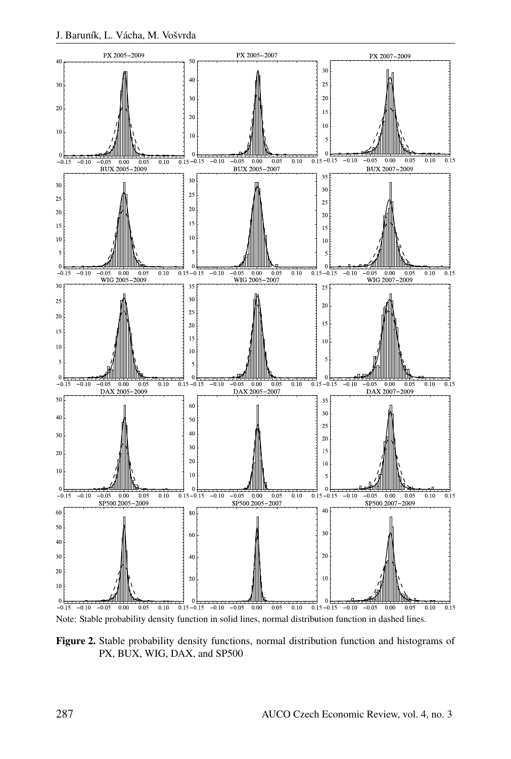Note: Stable probability density function in solid lines, normal distribution function in dashed lines.

**Figure 2.** Stable probability density functions, normal distribution function and histograms of PX, BUX, WIG, DAX, and SP500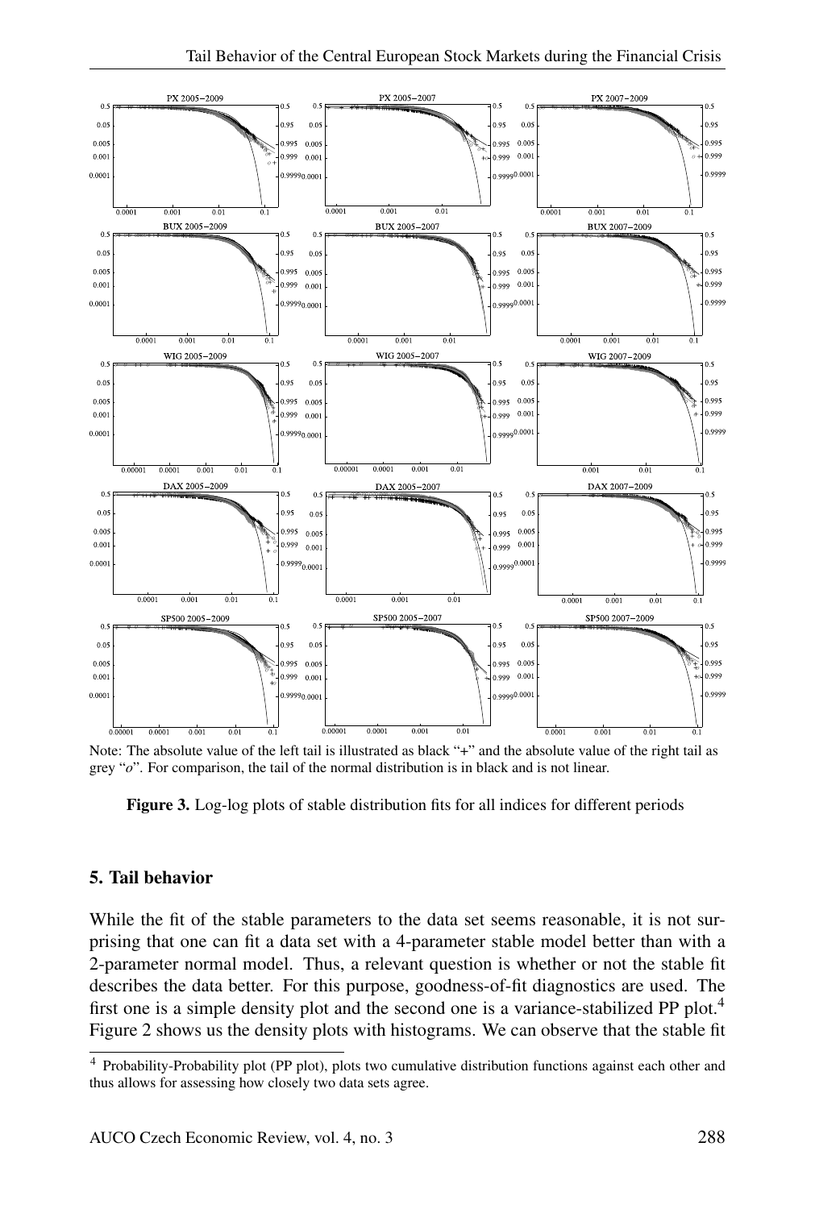Note: The absolute value of the left tail is illustrated as black "+" and the absolute value of the right tail as grey "*o*". For comparison, the tail of the normal distribution is in black and is not linear.

**Figure 3.** Log-log plots of stable distribution fits for all indices for different periods

## 5. Tail behavior

While the fit of the stable parameters to the data set seems reasonable, it is not surprising that one can fit a data set with a 4-parameter stable model better than with a 2-parameter normal model. Thus, a relevant question is whether or not the stable fit describes the data better. For this purpose, goodness-of-fit diagnostics are used. The first one is a simple density plot and the second one is a variance-stabilized PP plot.[4] Figure 2 shows us the density plots with histograms. We can observe that the stable fit

[4] Probability-Probability plot (PP plot), plots two cumulative distribution functions against each other and thus allows for assessing how closely two data sets agree.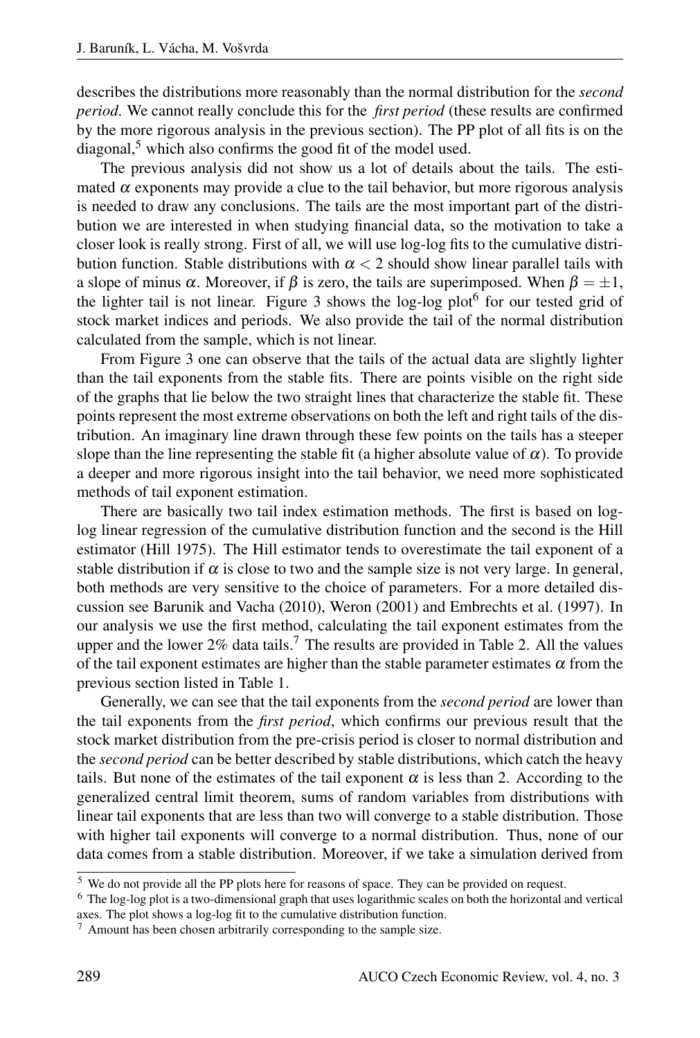describes the distributions more reasonably than the normal distribution for the *second period*. We cannot really conclude this for the *first period* (these results are confirmed by the more rigorous analysis in the previous section). The PP plot of all fits is on the diagonal,[5] which also confirms the good fit of the model used.

The previous analysis did not show us a lot of details about the tails. The estimated $\alpha$ exponents may provide a clue to the tail behavior, but more rigorous analysis is needed to draw any conclusions. The tails are the most important part of the distribution we are interested in when studying financial data, so the motivation to take a closer look is really strong. First of all, we will use log-log fits to the cumulative distribution function. Stable distributions with $\alpha < 2$ should show linear parallel tails with a slope of minus $\alpha$. Moreover, if $\beta$ is zero, the tails are superimposed. When $\beta = \pm 1$, the lighter tail is not linear. Figure 3 shows the log-log plot[6] for our tested grid of stock market indices and periods. We also provide the tail of the normal distribution calculated from the sample, which is not linear.

From Figure 3 one can observe that the tails of the actual data are slightly lighter than the tail exponents from the stable fits. There are points visible on the right side of the graphs that lie below the two straight lines that characterize the stable fit. These points represent the most extreme observations on both the left and right tails of the distribution. An imaginary line drawn through these few points on the tails has a steeper slope than the line representing the stable fit (a higher absolute value of $\alpha$). To provide a deeper and more rigorous insight into the tail behavior, we need more sophisticated methods of tail exponent estimation.

There are basically two tail index estimation methods. The first is based on log-log linear regression of the cumulative distribution function and the second is the Hill estimator (Hill 1975). The Hill estimator tends to overestimate the tail exponent of a stable distribution if $\alpha$ is close to two and the sample size is not very large. In general, both methods are very sensitive to the choice of parameters. For a more detailed discussion see Barunik and Vacha (2010), Weron (2001) and Embrechts et al. (1997). In our analysis we use the first method, calculating the tail exponent estimates from the upper and the lower 2% data tails.[7] The results are provided in Table 2. All the values of the tail exponent estimates are higher than the stable parameter estimates $\alpha$ from the previous section listed in Table 1.

Generally, we can see that the tail exponents from the *second period* are lower than the tail exponents from the *first period*, which confirms our previous result that the stock market distribution from the pre-crisis period is closer to normal distribution and the *second period* can be better described by stable distributions, which catch the heavy tails. But none of the estimates of the tail exponent $\alpha$ is less than 2. According to the generalized central limit theorem, sums of random variables from distributions with linear tail exponents that are less than two will converge to a stable distribution. Those with higher tail exponents will converge to a normal distribution. Thus, none of our data comes from a stable distribution. Moreover, if we take a simulation derived from

[5] We do not provide all the PP plots here for reasons of space. They can be provided on request.

[6] The log-log plot is a two-dimensional graph that uses logarithmic scales on both the horizontal and vertical axes. The plot shows a log-log fit to the cumulative distribution function.

[7] Amount has been chosen arbitrarily corresponding to the sample size.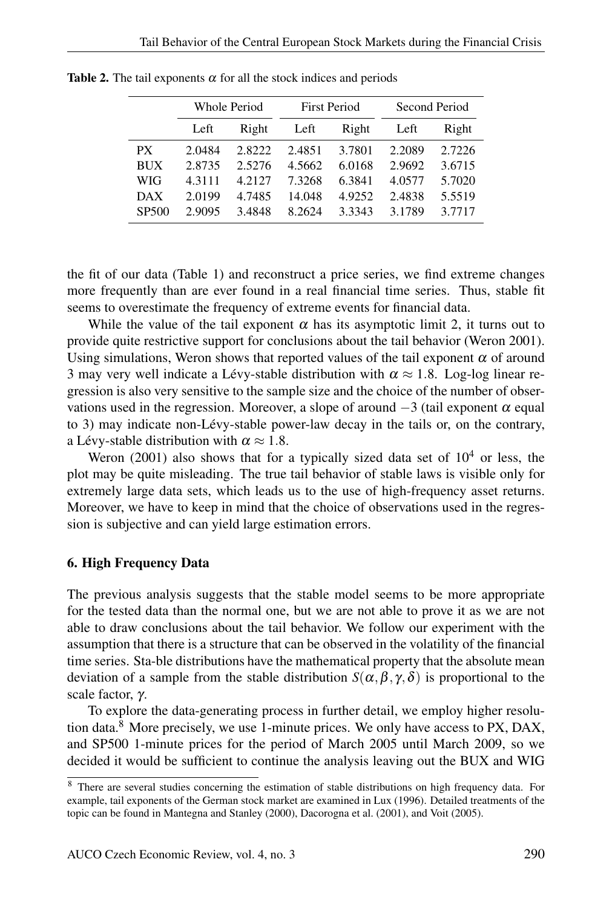**Table 2.** The tail exponents $\alpha$ for all the stock indices and periods

| | Whole Period | | First Period | | Second Period | |
|---|---|---|---|---|---|---|
| | Left | Right | Left | Right | Left | Right |
| PX | 2.0484 | 2.8222 | 2.4851 | 3.7801 | 2.2089 | 2.7226 |
| BUX | 2.8735 | 2.5276 | 4.5662 | 6.0168 | 2.9692 | 3.6715 |
| WIG | 4.3111 | 4.2127 | 7.3268 | 6.3841 | 4.0577 | 5.7020 |
| DAX | 2.0199 | 4.7485 | 14.048 | 4.9252 | 2.4838 | 5.5519 |
| SP500 | 2.9095 | 3.4848 | 8.2624 | 3.3343 | 3.1789 | 3.7717 |

the fit of our data (Table 1) and reconstruct a price series, we find extreme changes more frequently than are ever found in a real financial time series. Thus, stable fit seems to overestimate the frequency of extreme events for financial data.

While the value of the tail exponent $\alpha$ has its asymptotic limit 2, it turns out to provide quite restrictive support for conclusions about the tail behavior (Weron 2001). Using simulations, Weron shows that reported values of the tail exponent $\alpha$ of around 3 may very well indicate a Lévy-stable distribution with $\alpha \approx 1.8$. Log-log linear regression is also very sensitive to the sample size and the choice of the number of observations used in the regression. Moreover, a slope of around $-3$ (tail exponent $\alpha$ equal to 3) may indicate non-Lévy-stable power-law decay in the tails or, on the contrary, a Lévy-stable distribution with $\alpha \approx 1.8$.

Weron (2001) also shows that for a typically sized data set of $10^4$ or less, the plot may be quite misleading. The true tail behavior of stable laws is visible only for extremely large data sets, which leads us to the use of high-frequency asset returns. Moreover, we have to keep in mind that the choice of observations used in the regression is subjective and can yield large estimation errors.

## 6. High Frequency Data

The previous analysis suggests that the stable model seems to be more appropriate for the tested data than the normal one, but we are not able to prove it as we are not able to draw conclusions about the tail behavior. We follow our experiment with the assumption that there is a structure that can be observed in the volatility of the financial time series. Sta-ble distributions have the mathematical property that the absolute mean deviation of a sample from the stable distribution $S(\alpha, \beta, \gamma, \delta)$ is proportional to the scale factor, $\gamma$.

To explore the data-generating process in further detail, we employ higher resolution data.[8] More precisely, we use 1-minute prices. We only have access to PX, DAX, and SP500 1-minute prices for the period of March 2005 until March 2009, so we decided it would be sufficient to continue the analysis leaving out the BUX and WIG

[8] There are several studies concerning the estimation of stable distributions on high frequency data. For example, tail exponents of the German stock market are examined in Lux (1996). Detailed treatments of the topic can be found in Mantegna and Stanley (2000), Dacorogna et al. (2001), and Voit (2005).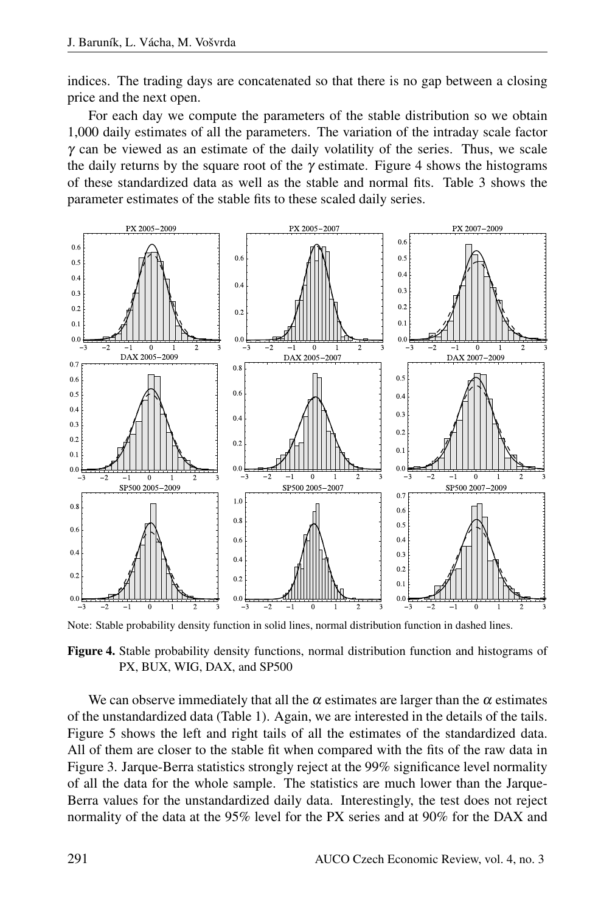indices. The trading days are concatenated so that there is no gap between a closing price and the next open.

For each day we compute the parameters of the stable distribution so we obtain 1,000 daily estimates of all the parameters. The variation of the intraday scale factor $\gamma$ can be viewed as an estimate of the daily volatility of the series. Thus, we scale the daily returns by the square root of the $\gamma$ estimate. Figure 4 shows the histograms of these standardized data as well as the stable and normal fits. Table 3 shows the parameter estimates of the stable fits to these scaled daily series.

Note: Stable probability density function in solid lines, normal distribution function in dashed lines.

**Figure 4.** Stable probability density functions, normal distribution function and histograms of PX, BUX, WIG, DAX, and SP500

We can observe immediately that all the $\alpha$ estimates are larger than the $\alpha$ estimates of the unstandardized data (Table 1). Again, we are interested in the details of the tails. Figure 5 shows the left and right tails of all the estimates of the standardized data. All of them are closer to the stable fit when compared with the fits of the raw data in Figure 3. Jarque-Berra statistics strongly reject at the 99% significance level normality of all the data for the whole sample. The statistics are much lower than the Jarque-Berra values for the unstandardized daily data. Interestingly, the test does not reject normality of the data at the 95% level for the PX series and at 90% for the DAX and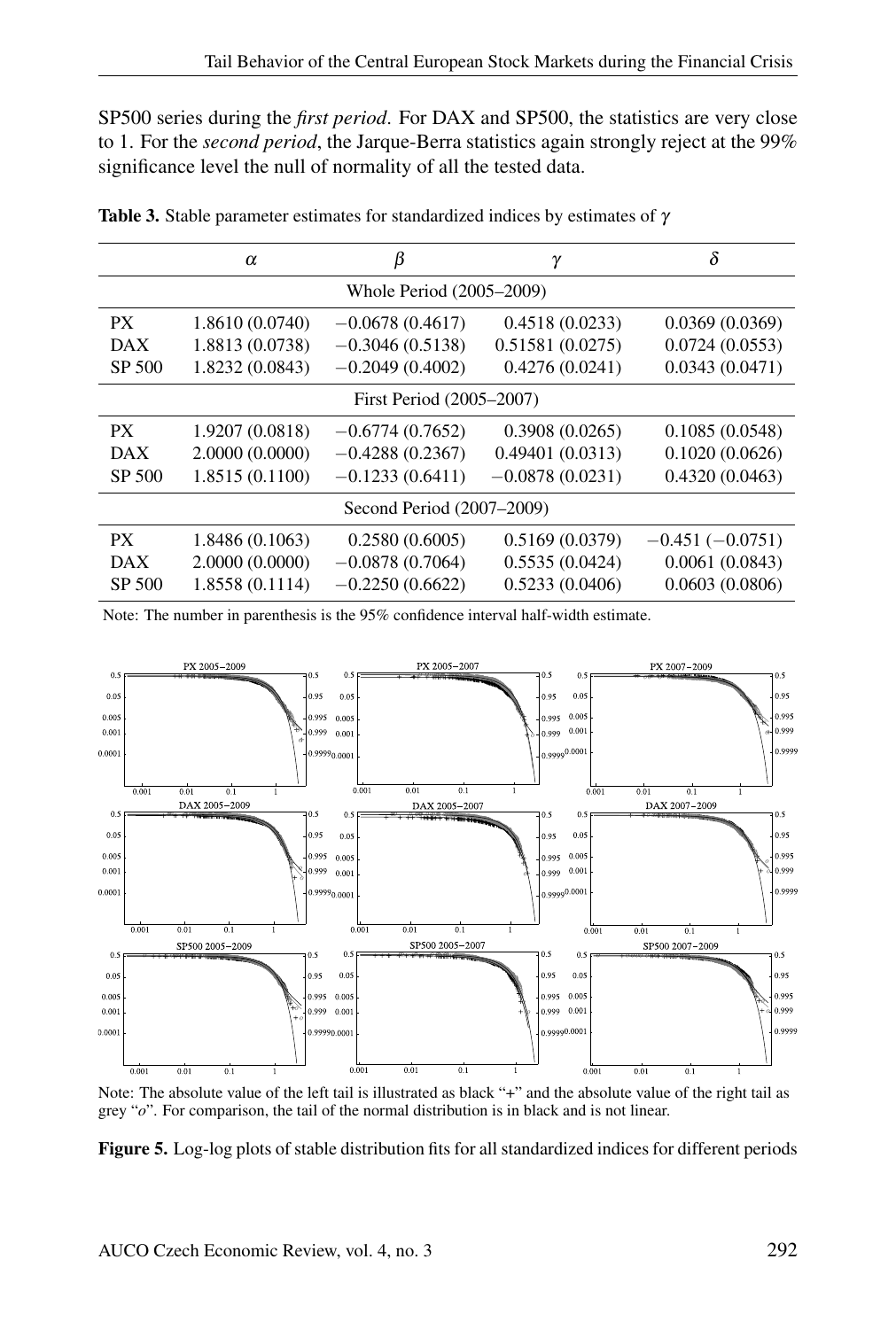SP500 series during the *first period*. For DAX and SP500, the statistics are very close to 1. For the *second period*, the Jarque-Berra statistics again strongly reject at the 99% significance level the null of normality of all the tested data.

**Table 3.** Stable parameter estimates for standardized indices by estimates of $\gamma$

| | $\alpha$ | $\beta$ | $\gamma$ | $\delta$ |
|---|---|---|---|---|
| Whole Period (2005–2009) | | | | |
| PX | 1.8610 (0.0740) | −0.0678 (0.4617) | 0.4518 (0.0233) | 0.0369 (0.0369) |
| DAX | 1.8813 (0.0738) | −0.3046 (0.5138) | 0.51581 (0.0275) | 0.0724 (0.0553) |
| SP 500 | 1.8232 (0.0843) | −0.2049 (0.4002) | 0.4276 (0.0241) | 0.0343 (0.0471) |
| First Period (2005–2007) | | | | |
| PX | 1.9207 (0.0818) | −0.6774 (0.7652) | 0.3908 (0.0265) | 0.1085 (0.0548) |
| DAX | 2.0000 (0.0000) | −0.4288 (0.2367) | 0.49401 (0.0313) | 0.1020 (0.0626) |
| SP 500 | 1.8515 (0.1100) | −0.1233 (0.6411) | −0.0878 (0.0231) | 0.4320 (0.0463) |
| Second Period (2007–2009) | | | | |
| PX | 1.8486 (0.1063) | 0.2580 (0.6005) | 0.5169 (0.0379) | −0.451 (−0.0751) |
| DAX | 2.0000 (0.0000) | −0.0878 (0.7064) | 0.5535 (0.0424) | 0.0061 (0.0843) |
| SP 500 | 1.8558 (0.1114) | −0.2250 (0.6622) | 0.5233 (0.0406) | 0.0603 (0.0806) |

Note: The number in parenthesis is the 95% confidence interval half-width estimate.

Note: The absolute value of the left tail is illustrated as black "+" and the absolute value of the right tail as grey "*o*". For comparison, the tail of the normal distribution is in black and is not linear.

**Figure 5.** Log-log plots of stable distribution fits for all standardized indices for different periods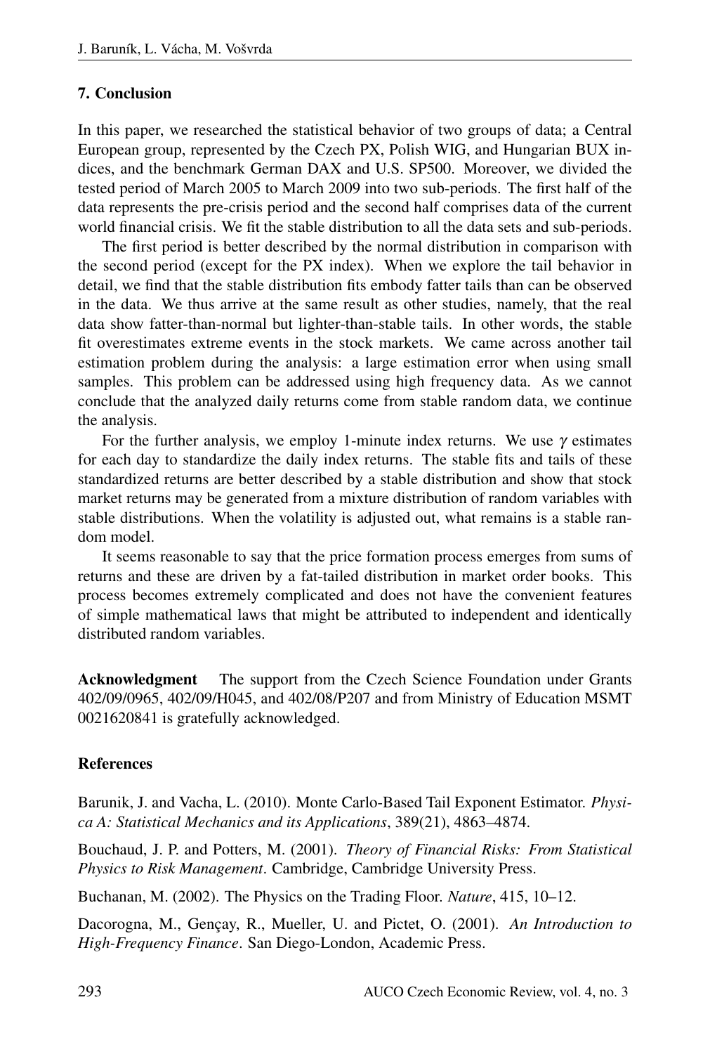## 7. Conclusion

In this paper, we researched the statistical behavior of two groups of data; a Central European group, represented by the Czech PX, Polish WIG, and Hungarian BUX indices, and the benchmark German DAX and U.S. SP500. Moreover, we divided the tested period of March 2005 to March 2009 into two sub-periods. The first half of the data represents the pre-crisis period and the second half comprises data of the current world financial crisis. We fit the stable distribution to all the data sets and sub-periods.

The first period is better described by the normal distribution in comparison with the second period (except for the PX index). When we explore the tail behavior in detail, we find that the stable distribution fits embody fatter tails than can be observed in the data. We thus arrive at the same result as other studies, namely, that the real data show fatter-than-normal but lighter-than-stable tails. In other words, the stable fit overestimates extreme events in the stock markets. We came across another tail estimation problem during the analysis: a large estimation error when using small samples. This problem can be addressed using high frequency data. As we cannot conclude that the analyzed daily returns come from stable random data, we continue the analysis.

For the further analysis, we employ 1-minute index returns. We use $\gamma$ estimates for each day to standardize the daily index returns. The stable fits and tails of these standardized returns are better described by a stable distribution and show that stock market returns may be generated from a mixture distribution of random variables with stable distributions. When the volatility is adjusted out, what remains is a stable random model.

It seems reasonable to say that the price formation process emerges from sums of returns and these are driven by a fat-tailed distribution in market order books. This process becomes extremely complicated and does not have the convenient features of simple mathematical laws that might be attributed to independent and identically distributed random variables.

**Acknowledgment** The support from the Czech Science Foundation under Grants 402/09/0965, 402/09/H045, and 402/08/P207 and from Ministry of Education MSMT 0021620841 is gratefully acknowledged.

## References

Barunik, J. and Vacha, L. (2010). Monte Carlo-Based Tail Exponent Estimator. *Physica A: Statistical Mechanics and its Applications*, 389(21), 4863–4874.

Bouchaud, J. P. and Potters, M. (2001). *Theory of Financial Risks: From Statistical Physics to Risk Management*. Cambridge, Cambridge University Press.

Buchanan, M. (2002). The Physics on the Trading Floor. *Nature*, 415, 10–12.

Dacorogna, M., Gençay, R., Mueller, U. and Pictet, O. (2001). *An Introduction to High-Frequency Finance*. San Diego-London, Academic Press.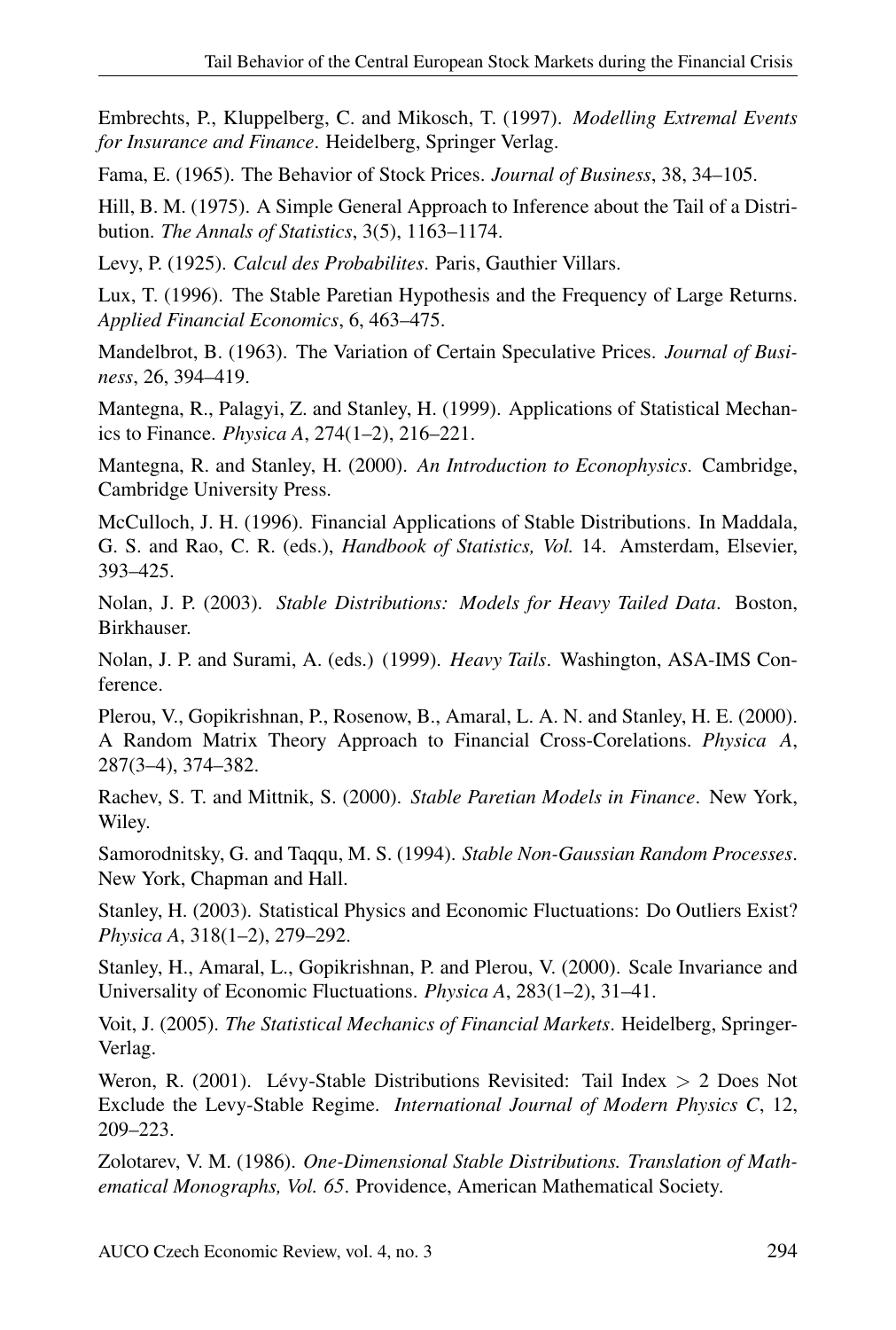Embrechts, P., Kluppelberg, C. and Mikosch, T. (1997). *Modelling Extremal Events for Insurance and Finance*. Heidelberg, Springer Verlag.

Fama, E. (1965). The Behavior of Stock Prices. *Journal of Business*, 38, 34–105.

Hill, B. M. (1975). A Simple General Approach to Inference about the Tail of a Distribution. *The Annals of Statistics*, 3(5), 1163–1174.

Levy, P. (1925). *Calcul des Probabilites*. Paris, Gauthier Villars.

Lux, T. (1996). The Stable Paretian Hypothesis and the Frequency of Large Returns. *Applied Financial Economics*, 6, 463–475.

Mandelbrot, B. (1963). The Variation of Certain Speculative Prices. *Journal of Business*, 26, 394–419.

Mantegna, R., Palagyi, Z. and Stanley, H. (1999). Applications of Statistical Mechanics to Finance. *Physica A*, 274(1–2), 216–221.

Mantegna, R. and Stanley, H. (2000). *An Introduction to Econophysics*. Cambridge, Cambridge University Press.

McCulloch, J. H. (1996). Financial Applications of Stable Distributions. In Maddala, G. S. and Rao, C. R. (eds.), *Handbook of Statistics, Vol.* 14. Amsterdam, Elsevier, 393–425.

Nolan, J. P. (2003). *Stable Distributions: Models for Heavy Tailed Data*. Boston, Birkhauser.

Nolan, J. P. and Surami, A. (eds.) (1999). *Heavy Tails*. Washington, ASA-IMS Conference.

Plerou, V., Gopikrishnan, P., Rosenow, B., Amaral, L. A. N. and Stanley, H. E. (2000). A Random Matrix Theory Approach to Financial Cross-Corelations. *Physica A*, 287(3–4), 374–382.

Rachev, S. T. and Mittnik, S. (2000). *Stable Paretian Models in Finance*. New York, Wiley.

Samorodnitsky, G. and Taqqu, M. S. (1994). *Stable Non-Gaussian Random Processes*. New York, Chapman and Hall.

Stanley, H. (2003). Statistical Physics and Economic Fluctuations: Do Outliers Exist? *Physica A*, 318(1–2), 279–292.

Stanley, H., Amaral, L., Gopikrishnan, P. and Plerou, V. (2000). Scale Invariance and Universality of Economic Fluctuations. *Physica A*, 283(1–2), 31–41.

Voit, J. (2005). *The Statistical Mechanics of Financial Markets*. Heidelberg, Springer-Verlag.

Weron, R. (2001). Lévy-Stable Distributions Revisited: Tail Index $> 2$ Does Not Exclude the Levy-Stable Regime. *International Journal of Modern Physics C*, 12, 209–223.

Zolotarev, V. M. (1986). *One-Dimensional Stable Distributions. Translation of Mathematical Monographs, Vol. 65*. Providence, American Mathematical Society.